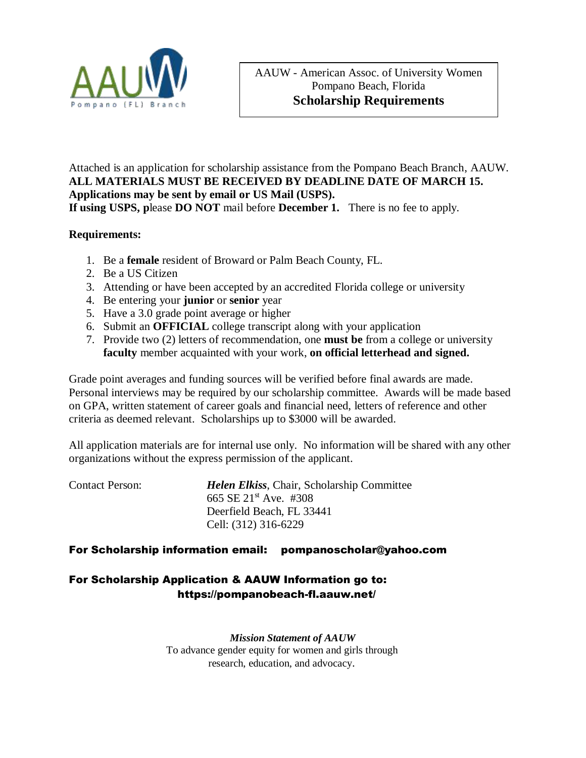AAUW - American Assoc. of University Women
Pompano Beach, Florida

# Scholarship Requirements

Attached is an application for scholarship assistance from the Pompano Beach Branch, AAUW.
**ALL MATERIALS MUST BE RECEIVED BY DEADLINE DATE OF MARCH 15.**
**Applications may be sent by email or US Mail (USPS).**
**If using USPS, p**lease **DO NOT** mail before **December 1.** There is no fee to apply.

**Requirements:**

1. Be a **female** resident of Broward or Palm Beach County, FL.
2. Be a US Citizen
3. Attending or have been accepted by an accredited Florida college or university
4. Be entering your **junior** or **senior** year
5. Have a 3.0 grade point average or higher
6. Submit an **OFFICIAL** college transcript along with your application
7. Provide two (2) letters of recommendation, one **must be** from a college or university **faculty** member acquainted with your work, **on official letterhead and signed.**

Grade point averages and funding sources will be verified before final awards are made. Personal interviews may be required by our scholarship committee. Awards will be made based on GPA, written statement of career goals and financial need, letters of reference and other criteria as deemed relevant. Scholarships up to $3000 will be awarded.

All application materials are for internal use only. No information will be shared with any other organizations without the express permission of the applicant.

Contact Person:
***Helen Elkiss***, Chair, Scholarship Committee
665 SE 21st Ave. #308
Deerfield Beach, FL 33441
Cell: (312) 316-6229

**For Scholarship information email: pompanoscholar@yahoo.com**

**For Scholarship Application & AAUW Information go to: https://pompanobeach-fl.aauw.net/**

***Mission Statement of AAUW***
To advance gender equity for women and girls through research, education, and advocacy.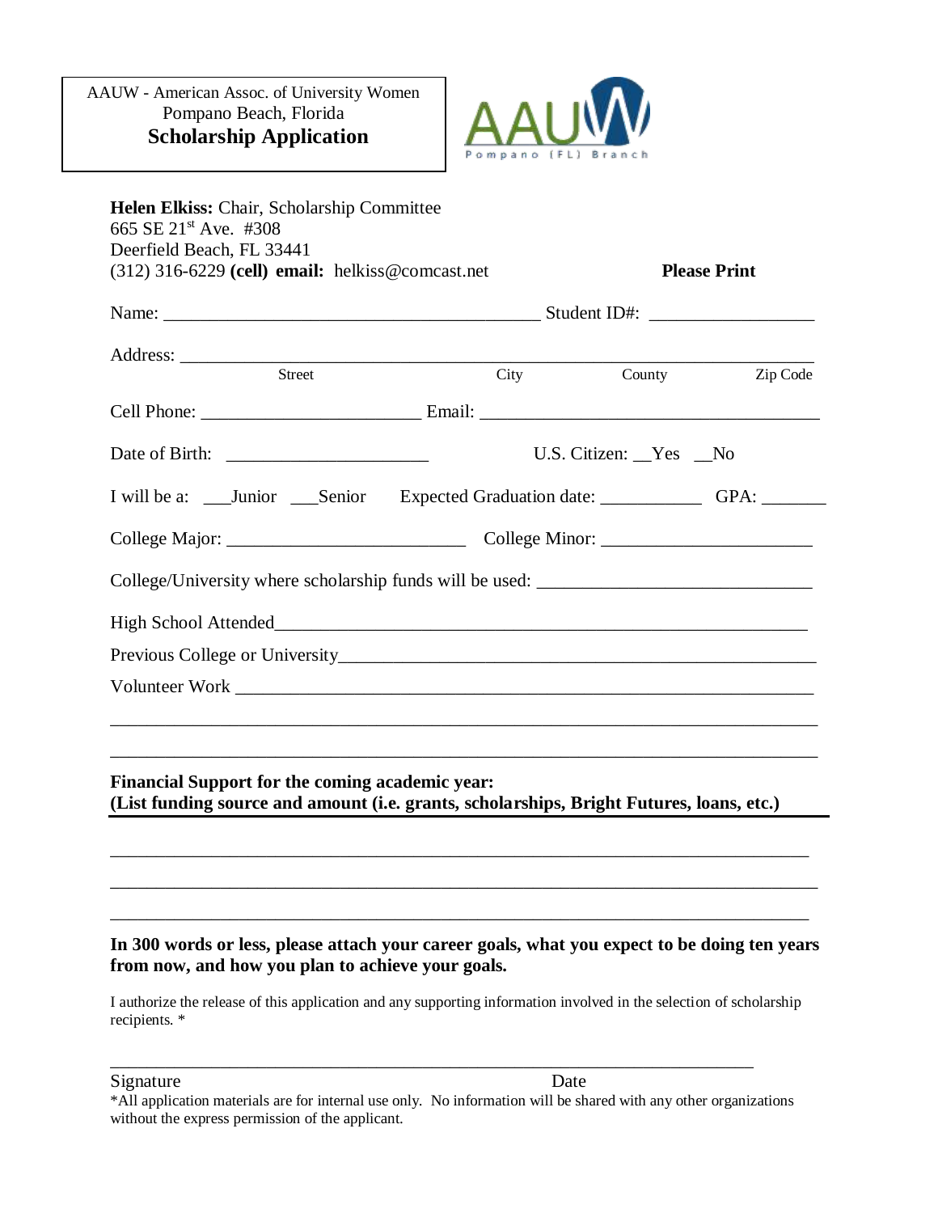AAUW - American Assoc. of University Women
Pompano Beach, Florida
**Scholarship Application**

AAUW Pompano (FL) Branch

**Helen Elkiss:** Chair, Scholarship Committee
665 SE 21st Ave. #308
Deerfield Beach, FL 33441
(312) 316-6229 **(cell)** **email:** helkiss@comcast.net

**Please Print**

Name: ________________________________________ Student ID#: _________________

Address: ____________________________________________________________________
Street City County Zip Code

Cell Phone: _______________________ Email: ____________________________________

Date of Birth: _____________________ U.S. Citizen: __Yes __No

I will be a: ___Junior ___Senior Expected Graduation date: ___________ GPA: _______

College Major: _________________________ College Minor: ______________________

College/University where scholarship funds will be used: _____________________________

High School Attended__________________________________________________________

Previous College or University__________________________________________________

Volunteer Work _______________________________________________________________

______________________________________________________________________________

______________________________________________________________________________

**Financial Support for the coming academic year:**
**(List funding source and amount (i.e. grants, scholarships, Bright Futures, loans, etc.)**

______________________________________________________________________________

______________________________________________________________________________

______________________________________________________________________________

**In 300 words or less, please attach your career goals, what you expect to be doing ten years from now, and how you plan to achieve your goals.**

I authorize the release of this application and any supporting information involved in the selection of scholarship recipients. *

______________________________________________________________________________

Signature Date

*All application materials are for internal use only. No information will be shared with any other organizations without the express permission of the applicant.